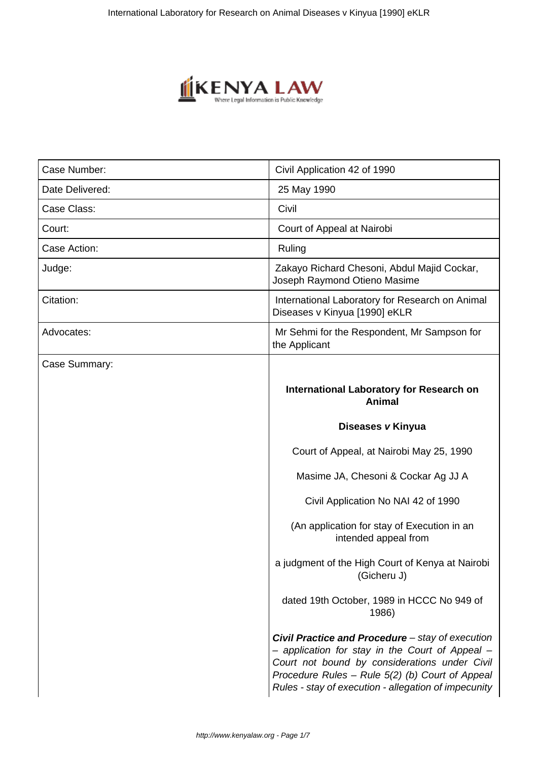| Case Number: | Civil Application 42 of 1990 |
|---|---|
| Date Delivered: | 25 May 1990 |
| Case Class: | Civil |
| Court: | Court of Appeal at Nairobi |
| Case Action: | Ruling |
| Judge: | Zakayo Richard Chesoni, Abdul Majid Cockar, Joseph Raymond Otieno Masime |
| Citation: | International Laboratory for Research on Animal Diseases v Kinyua [1990] eKLR |
| Advocates: | Mr Sehmi for the Respondent, Mr Sampson for the Applicant |
| Case Summary: | **International Laboratory for Research on Animal** **Diseases *v* Kinyua** Court of Appeal, at Nairobi May 25, 1990 Masime JA, Chesoni & Cockar Ag JJ A Civil Application No NAI 42 of 1990 (An application for stay of Execution in an intended appeal from a judgment of the High Court of Kenya at Nairobi (Gicheru J) dated 19th October, 1989 in HCCC No 949 of 1986) ***Civil Practice and Procedure** – stay of execution – application for stay in the Court of Appeal – Court not bound by considerations under Civil Procedure Rules – Rule 5(2) (b) Court of Appeal Rules - stay of execution - allegation of impecunity* |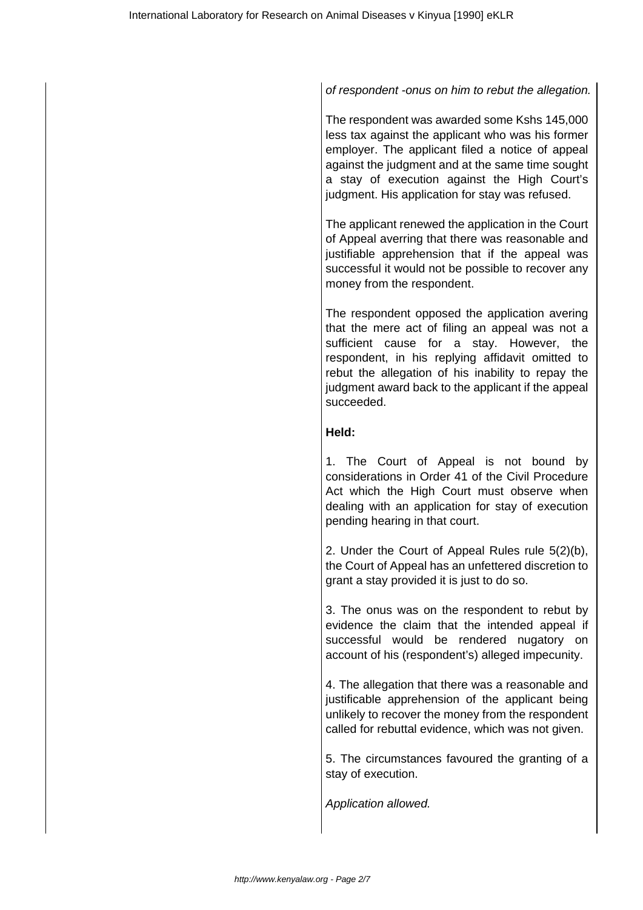*of respondent -onus on him to rebut the allegation.*

The respondent was awarded some Kshs 145,000 less tax against the applicant who was his former employer. The applicant filed a notice of appeal against the judgment and at the same time sought a stay of execution against the High Court's judgment. His application for stay was refused.

The applicant renewed the application in the Court of Appeal averring that there was reasonable and justifiable apprehension that if the appeal was successful it would not be possible to recover any money from the respondent.

The respondent opposed the application avering that the mere act of filing an appeal was not a sufficient cause for a stay. However, the respondent, in his replying affidavit omitted to rebut the allegation of his inability to repay the judgment award back to the applicant if the appeal succeeded.

**Held:**

1. The Court of Appeal is not bound by considerations in Order 41 of the Civil Procedure Act which the High Court must observe when dealing with an application for stay of execution pending hearing in that court.

2. Under the Court of Appeal Rules rule 5(2)(b), the Court of Appeal has an unfettered discretion to grant a stay provided it is just to do so.

3. The onus was on the respondent to rebut by evidence the claim that the intended appeal if successful would be rendered nugatory on account of his (respondent's) alleged impecunity.

4. The allegation that there was a reasonable and justifiable apprehension of the applicant being unlikely to recover the money from the respondent called for rebuttal evidence, which was not given.

5. The circumstances favoured the granting of a stay of execution.

*Application allowed.*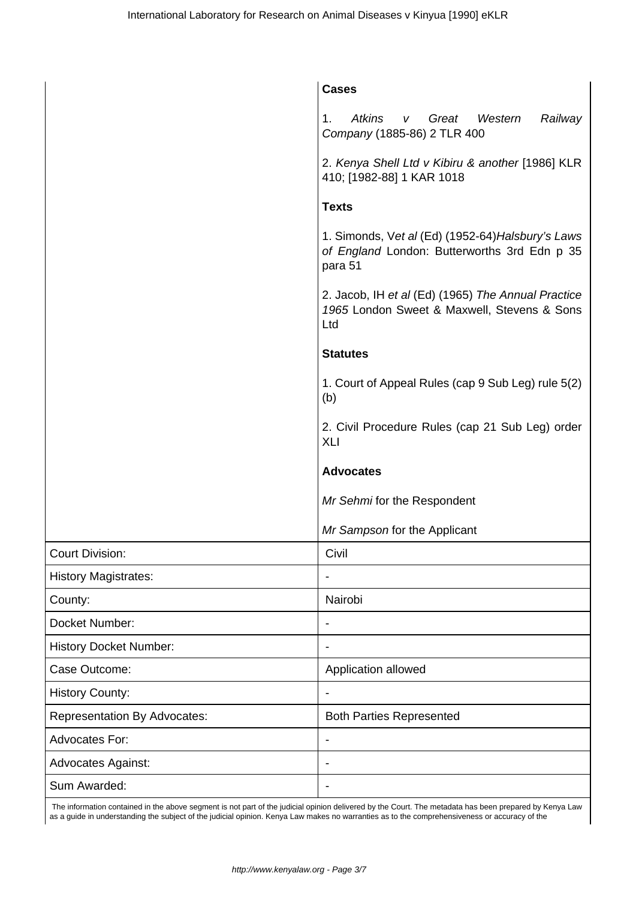**Cases**

1. *Atkins v Great Western Railway Company* (1885-86) 2 TLR 400

2. *Kenya Shell Ltd v Kibiru & another* [1986] KLR 410; [1982-88] 1 KAR 1018

**Texts**

1. Simonds, V*et al* (Ed) (1952-64)*Halsbury's Laws of England* London: Butterworths 3rd Edn p 35 para 51

2. Jacob, IH *et al* (Ed) (1965) *The Annual Practice 1965* London Sweet & Maxwell, Stevens & Sons Ltd

**Statutes**

1. Court of Appeal Rules (cap 9 Sub Leg) rule 5(2)(b)

2. Civil Procedure Rules (cap 21 Sub Leg) order XLI

**Advocates**

*Mr Sehmi* for the Respondent

*Mr Sampson* for the Applicant

| | |
|---|---|
| Court Division: | Civil |
| History Magistrates: | - |
| County: | Nairobi |
| Docket Number: | - |
| History Docket Number: | - |
| Case Outcome: | Application allowed |
| History County: | - |
| Representation By Advocates: | Both Parties Represented |
| Advocates For: | - |
| Advocates Against: | - |
| Sum Awarded: | - |

The information contained in the above segment is not part of the judicial opinion delivered by the Court. The metadata has been prepared by Kenya Law as a guide in understanding the subject of the judicial opinion. Kenya Law makes no warranties as to the comprehensiveness or accuracy of the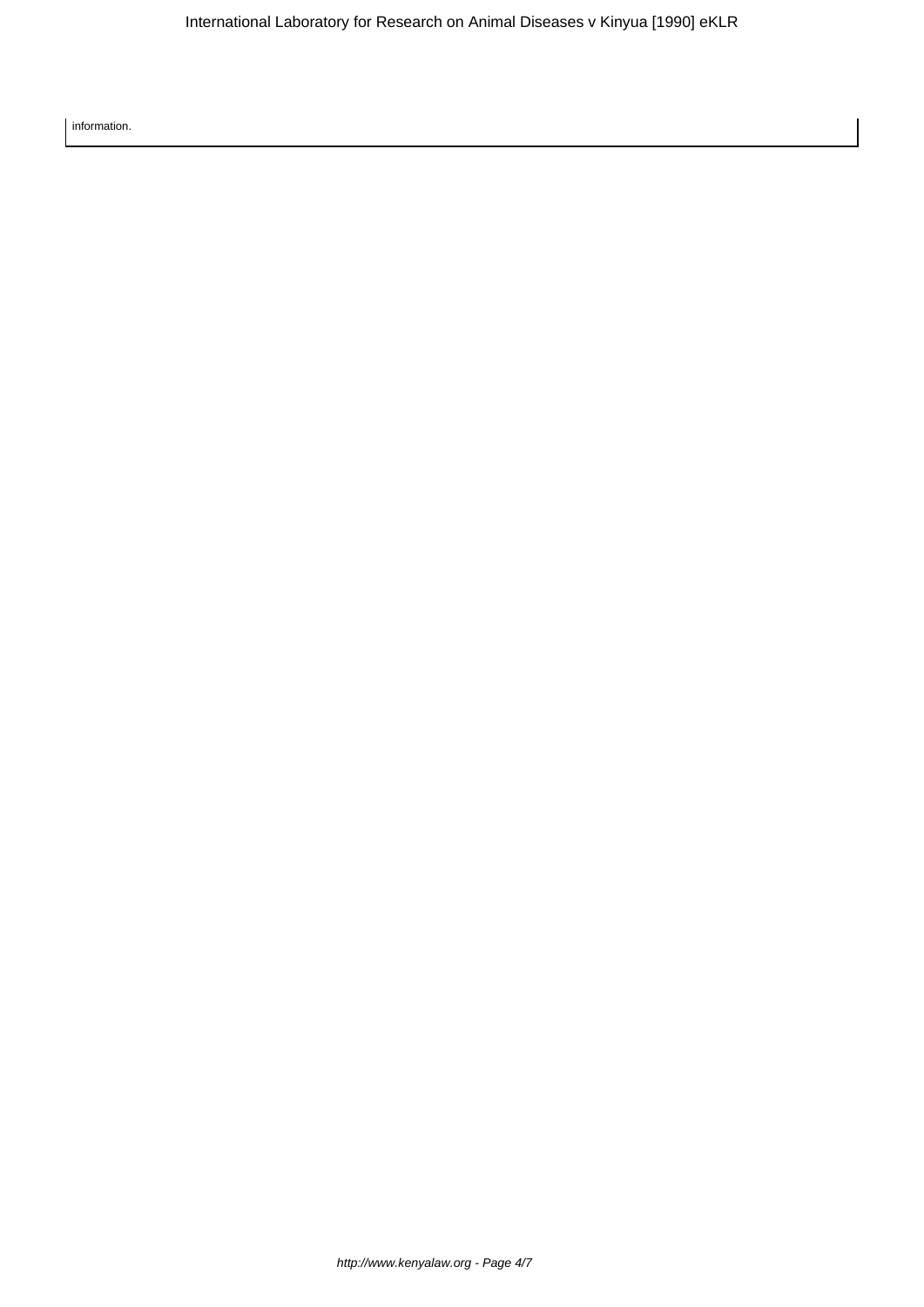information.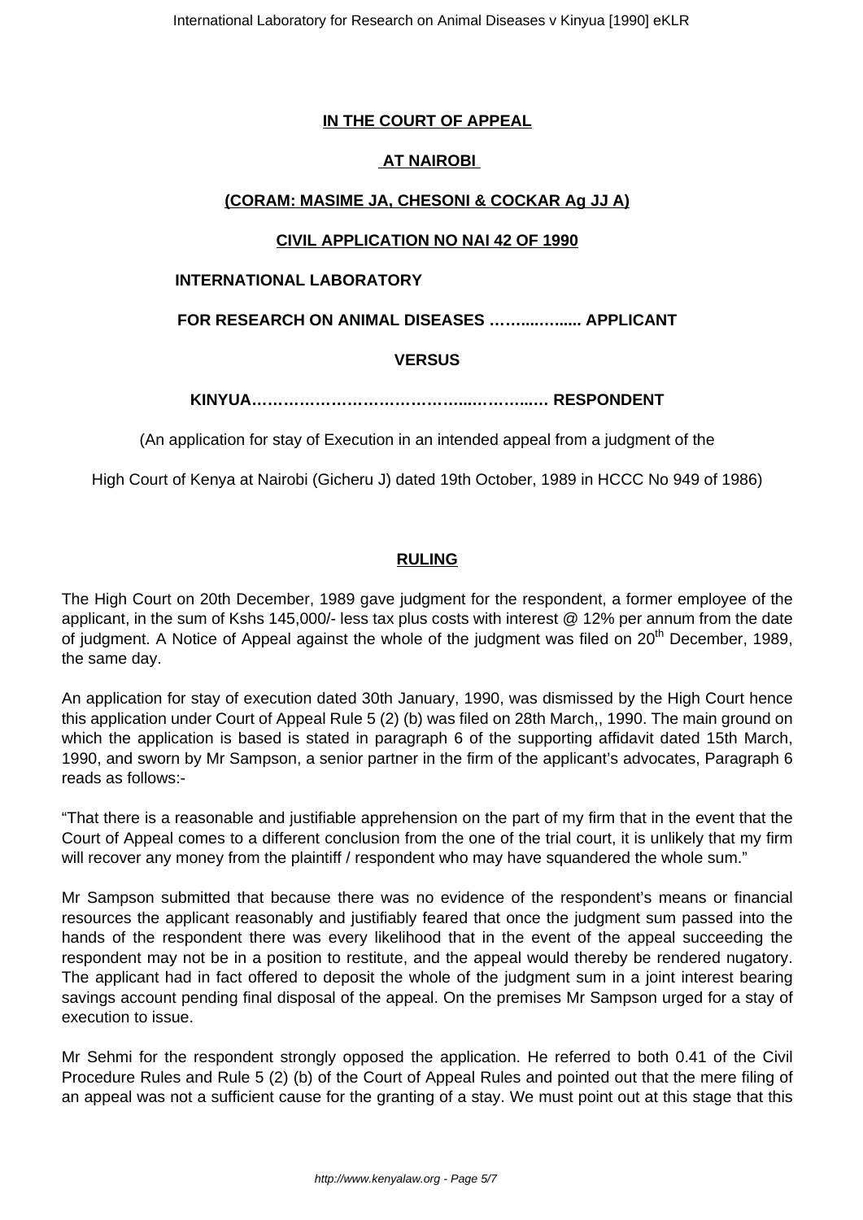**IN THE COURT OF APPEAL**

**AT NAIROBI**

**(CORAM: MASIME JA, CHESONI & COCKAR Ag JJ A)**

**CIVIL APPLICATION NO NAI 42 OF 1990**

**INTERNATIONAL LABORATORY**

**FOR RESEARCH ON ANIMAL DISEASES ……..……..... APPLICANT**

**VERSUS**

**KINYUA………………………………….....……..…. RESPONDENT**

(An application for stay of Execution in an intended appeal from a judgment of the

High Court of Kenya at Nairobi (Gicheru J) dated 19th October, 1989 in HCCC No 949 of 1986)

**RULING**

The High Court on 20th December, 1989 gave judgment for the respondent, a former employee of the applicant, in the sum of Kshs 145,000/- less tax plus costs with interest @ 12% per annum from the date of judgment. A Notice of Appeal against the whole of the judgment was filed on 20th December, 1989, the same day.

An application for stay of execution dated 30th January, 1990, was dismissed by the High Court hence this application under Court of Appeal Rule 5 (2) (b) was filed on 28th March,, 1990. The main ground on which the application is based is stated in paragraph 6 of the supporting affidavit dated 15th March, 1990, and sworn by Mr Sampson, a senior partner in the firm of the applicant's advocates, Paragraph 6 reads as follows:-

"That there is a reasonable and justifiable apprehension on the part of my firm that in the event that the Court of Appeal comes to a different conclusion from the one of the trial court, it is unlikely that my firm will recover any money from the plaintiff / respondent who may have squandered the whole sum."

Mr Sampson submitted that because there was no evidence of the respondent's means or financial resources the applicant reasonably and justifiably feared that once the judgment sum passed into the hands of the respondent there was every likelihood that in the event of the appeal succeeding the respondent may not be in a position to restitute, and the appeal would thereby be rendered nugatory. The applicant had in fact offered to deposit the whole of the judgment sum in a joint interest bearing savings account pending final disposal of the appeal. On the premises Mr Sampson urged for a stay of execution to issue.

Mr Sehmi for the respondent strongly opposed the application. He referred to both 0.41 of the Civil Procedure Rules and Rule 5 (2) (b) of the Court of Appeal Rules and pointed out that the mere filing of an appeal was not a sufficient cause for the granting of a stay. We must point out at this stage that this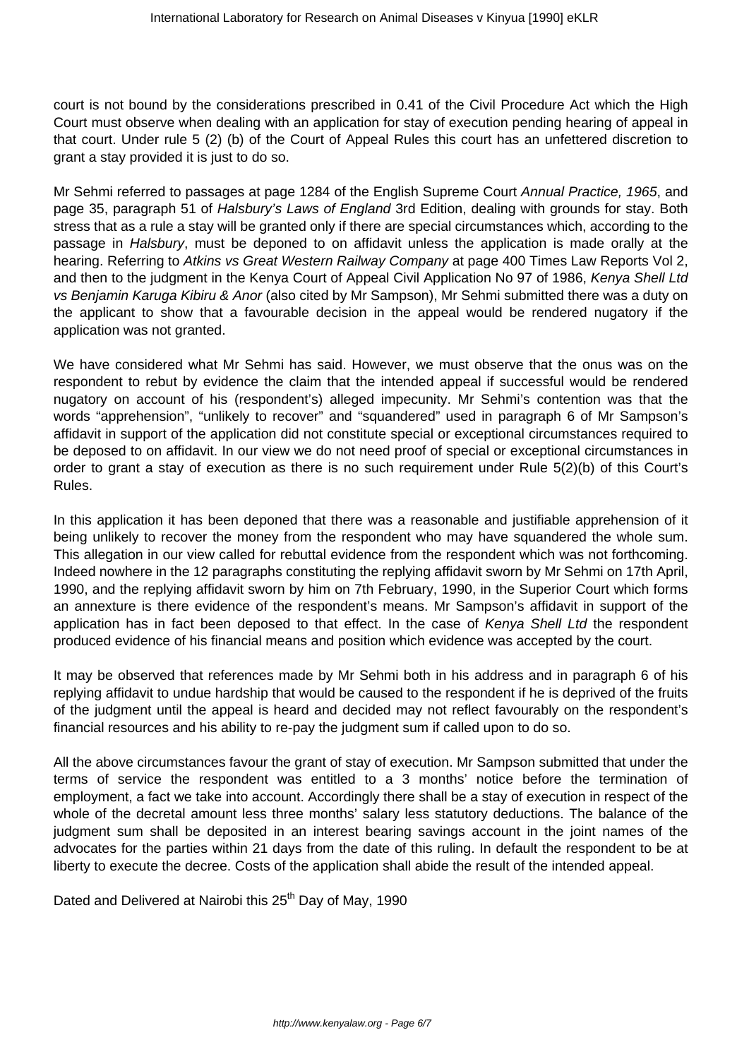court is not bound by the considerations prescribed in 0.41 of the Civil Procedure Act which the High Court must observe when dealing with an application for stay of execution pending hearing of appeal in that court. Under rule 5 (2) (b) of the Court of Appeal Rules this court has an unfettered discretion to grant a stay provided it is just to do so.

Mr Sehmi referred to passages at page 1284 of the English Supreme Court *Annual Practice, 1965*, and page 35, paragraph 51 of *Halsbury's Laws of England* 3rd Edition, dealing with grounds for stay. Both stress that as a rule a stay will be granted only if there are special circumstances which, according to the passage in *Halsbury*, must be deponed to on affidavit unless the application is made orally at the hearing. Referring to *Atkins vs Great Western Railway Company* at page 400 Times Law Reports Vol 2, and then to the judgment in the Kenya Court of Appeal Civil Application No 97 of 1986, *Kenya Shell Ltd vs Benjamin Karuga Kibiru & Anor* (also cited by Mr Sampson), Mr Sehmi submitted there was a duty on the applicant to show that a favourable decision in the appeal would be rendered nugatory if the application was not granted.

We have considered what Mr Sehmi has said. However, we must observe that the onus was on the respondent to rebut by evidence the claim that the intended appeal if successful would be rendered nugatory on account of his (respondent's) alleged impecunity. Mr Sehmi's contention was that the words "apprehension", "unlikely to recover" and "squandered" used in paragraph 6 of Mr Sampson's affidavit in support of the application did not constitute special or exceptional circumstances required to be deposed to on affidavit. In our view we do not need proof of special or exceptional circumstances in order to grant a stay of execution as there is no such requirement under Rule 5(2)(b) of this Court's Rules.

In this application it has been deponed that there was a reasonable and justifiable apprehension of it being unlikely to recover the money from the respondent who may have squandered the whole sum. This allegation in our view called for rebuttal evidence from the respondent which was not forthcoming. Indeed nowhere in the 12 paragraphs constituting the replying affidavit sworn by Mr Sehmi on 17th April, 1990, and the replying affidavit sworn by him on 7th February, 1990, in the Superior Court which forms an annexture is there evidence of the respondent's means. Mr Sampson's affidavit in support of the application has in fact been deposed to that effect. In the case of *Kenya Shell Ltd* the respondent produced evidence of his financial means and position which evidence was accepted by the court.

It may be observed that references made by Mr Sehmi both in his address and in paragraph 6 of his replying affidavit to undue hardship that would be caused to the respondent if he is deprived of the fruits of the judgment until the appeal is heard and decided may not reflect favourably on the respondent's financial resources and his ability to re-pay the judgment sum if called upon to do so.

All the above circumstances favour the grant of stay of execution. Mr Sampson submitted that under the terms of service the respondent was entitled to a 3 months' notice before the termination of employment, a fact we take into account. Accordingly there shall be a stay of execution in respect of the whole of the decretal amount less three months' salary less statutory deductions. The balance of the judgment sum shall be deposited in an interest bearing savings account in the joint names of the advocates for the parties within 21 days from the date of this ruling. In default the respondent to be at liberty to execute the decree. Costs of the application shall abide the result of the intended appeal.

Dated and Delivered at Nairobi this 25th Day of May, 1990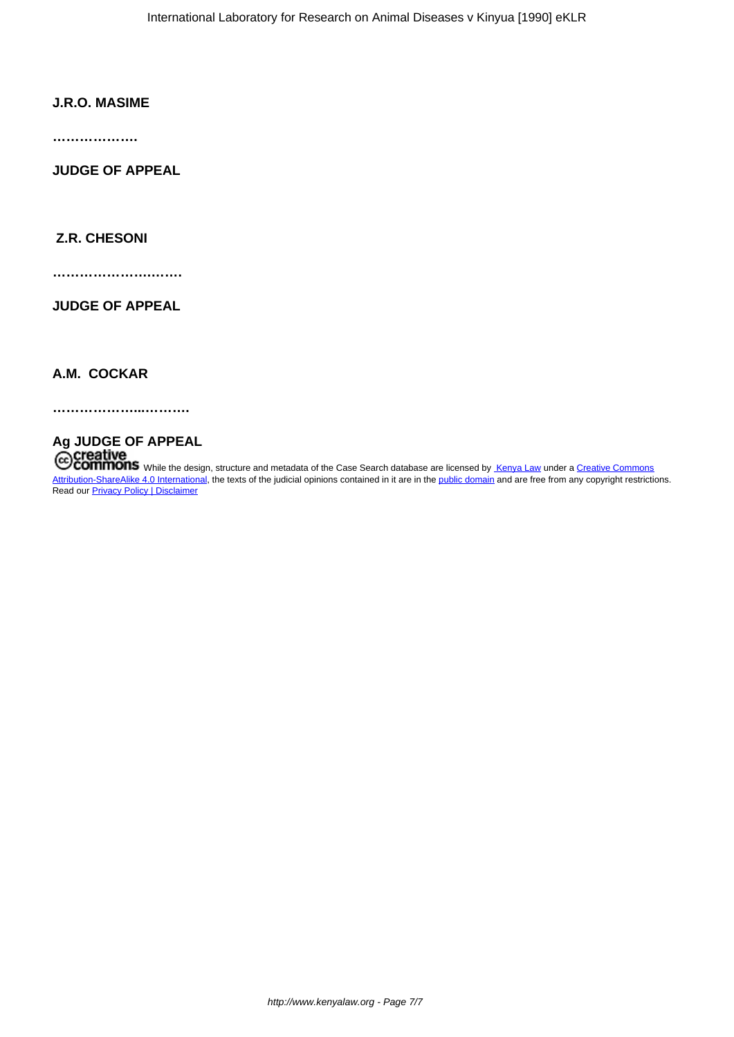**J.R.O. MASIME**

……………….

**JUDGE OF APPEAL**

**Z.R. CHESONI**

……………….………

**JUDGE OF APPEAL**

**A.M. COCKAR**

……………..…………

**Ag JUDGE OF APPEAL**

While the design, structure and metadata of the Case Search database are licensed by Kenya Law under a Creative Commons Attribution-ShareAlike 4.0 International, the texts of the judicial opinions contained in it are in the public domain and are free from any copyright restrictions. Read our Privacy Policy | Disclaimer